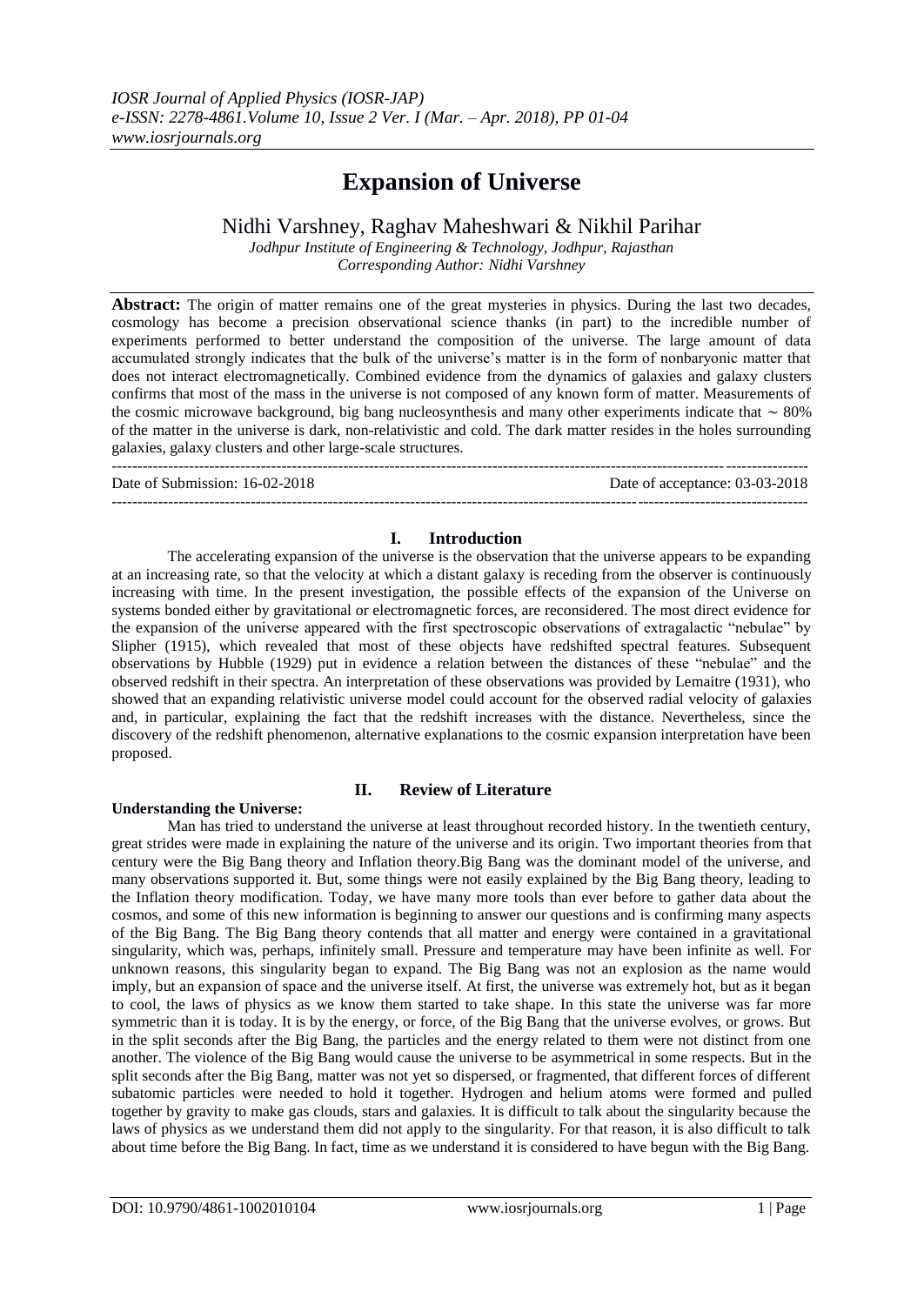# Expansion of Universe

## Nidhi Varshney, Raghav Maheshwari & Nikhil Parihar

*Jodhpur Institute of Engineering & Technology, Jodhpur, Rajasthan*
*Corresponding Author: Nidhi Varshney*

**Abstract:** The origin of matter remains one of the great mysteries in physics. During the last two decades, cosmology has become a precision observational science thanks (in part) to the incredible number of experiments performed to better understand the composition of the universe. The large amount of data accumulated strongly indicates that the bulk of the universe's matter is in the form of nonbaryonic matter that does not interact electromagnetically. Combined evidence from the dynamics of galaxies and galaxy clusters confirms that most of the mass in the universe is not composed of any known form of matter. Measurements of the cosmic microwave background, big bang nucleosynthesis and many other experiments indicate that $\sim$ 80% of the matter in the universe is dark, non-relativistic and cold. The dark matter resides in the holes surrounding galaxies, galaxy clusters and other large-scale structures.

---

Date of Submission: 16-02-2018 Date of acceptance: 03-03-2018

---

## I. Introduction

The accelerating expansion of the universe is the observation that the universe appears to be expanding at an increasing rate, so that the velocity at which a distant galaxy is receding from the observer is continuously increasing with time. In the present investigation, the possible effects of the expansion of the Universe on systems bonded either by gravitational or electromagnetic forces, are reconsidered. The most direct evidence for the expansion of the universe appeared with the first spectroscopic observations of extragalactic "nebulae" by Slipher (1915), which revealed that most of these objects have redshifted spectral features. Subsequent observations by Hubble (1929) put in evidence a relation between the distances of these "nebulae" and the observed redshift in their spectra. An interpretation of these observations was provided by Lemaitre (1931), who showed that an expanding relativistic universe model could account for the observed radial velocity of galaxies and, in particular, explaining the fact that the redshift increases with the distance. Nevertheless, since the discovery of the redshift phenomenon, alternative explanations to the cosmic expansion interpretation have been proposed.

## II. Review of Literature

**Understanding the Universe:**

Man has tried to understand the universe at least throughout recorded history. In the twentieth century, great strides were made in explaining the nature of the universe and its origin. Two important theories from that century were the Big Bang theory and Inflation theory.Big Bang was the dominant model of the universe, and many observations supported it. But, some things were not easily explained by the Big Bang theory, leading to the Inflation theory modification. Today, we have many more tools than ever before to gather data about the cosmos, and some of this new information is beginning to answer our questions and is confirming many aspects of the Big Bang. The Big Bang theory contends that all matter and energy were contained in a gravitational singularity, which was, perhaps, infinitely small. Pressure and temperature may have been infinite as well. For unknown reasons, this singularity began to expand. The Big Bang was not an explosion as the name would imply, but an expansion of space and the universe itself. At first, the universe was extremely hot, but as it began to cool, the laws of physics as we know them started to take shape. In this state the universe was far more symmetric than it is today. It is by the energy, or force, of the Big Bang that the universe evolves, or grows. But in the split seconds after the Big Bang, the particles and the energy related to them were not distinct from one another. The violence of the Big Bang would cause the universe to be asymmetrical in some respects. But in the split seconds after the Big Bang, matter was not yet so dispersed, or fragmented, that different forces of different subatomic particles were needed to hold it together. Hydrogen and helium atoms were formed and pulled together by gravity to make gas clouds, stars and galaxies. It is difficult to talk about the singularity because the laws of physics as we understand them did not apply to the singularity. For that reason, it is also difficult to talk about time before the Big Bang. In fact, time as we understand it is considered to have begun with the Big Bang.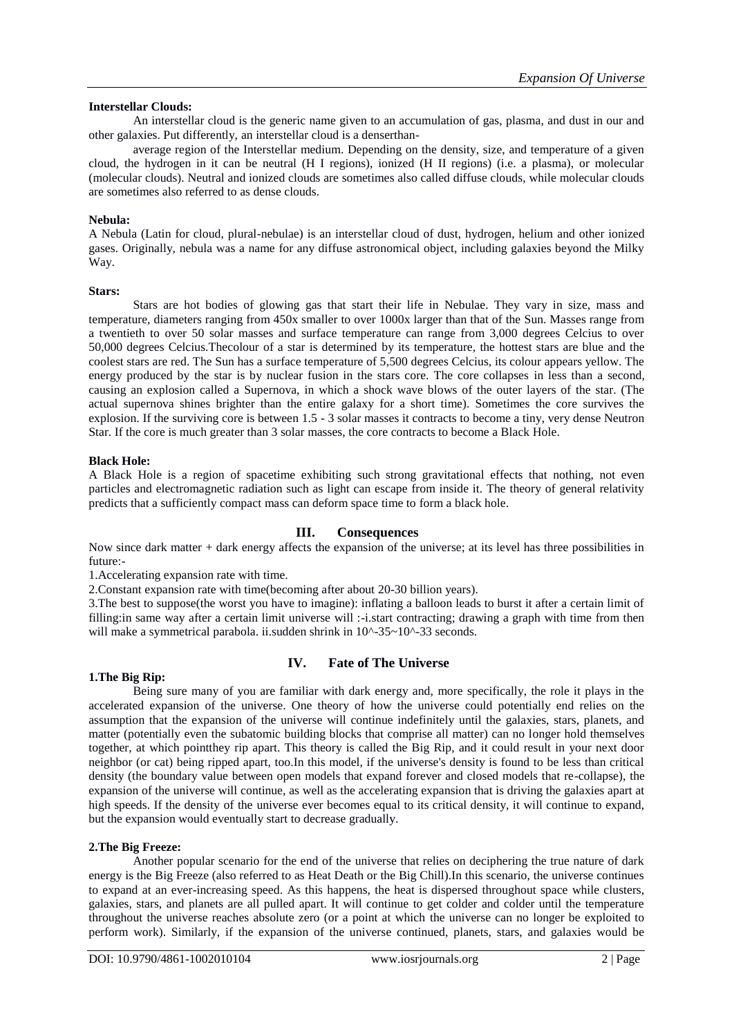**Interstellar Clouds:**

An interstellar cloud is the generic name given to an accumulation of gas, plasma, and dust in our and other galaxies. Put differently, an interstellar cloud is a denserthan-

average region of the Interstellar medium. Depending on the density, size, and temperature of a given cloud, the hydrogen in it can be neutral (H I regions), ionized (H II regions) (i.e. a plasma), or molecular (molecular clouds). Neutral and ionized clouds are sometimes also called diffuse clouds, while molecular clouds are sometimes also referred to as dense clouds.

**Nebula:**

A Nebula (Latin for cloud, plural-nebulae) is an interstellar cloud of dust, hydrogen, helium and other ionized gases. Originally, nebula was a name for any diffuse astronomical object, including galaxies beyond the Milky Way.

**Stars:**

Stars are hot bodies of glowing gas that start their life in Nebulae. They vary in size, mass and temperature, diameters ranging from 450x smaller to over 1000x larger than that of the Sun. Masses range from a twentieth to over 50 solar masses and surface temperature can range from 3,000 degrees Celcius to over 50,000 degrees Celcius.Thecolour of a star is determined by its temperature, the hottest stars are blue and the coolest stars are red. The Sun has a surface temperature of 5,500 degrees Celcius, its colour appears yellow. The energy produced by the star is by nuclear fusion in the stars core. The core collapses in less than a second, causing an explosion called a Supernova, in which a shock wave blows of the outer layers of the star. (The actual supernova shines brighter than the entire galaxy for a short time). Sometimes the core survives the explosion. If the surviving core is between 1.5 - 3 solar masses it contracts to become a tiny, very dense Neutron Star. If the core is much greater than 3 solar masses, the core contracts to become a Black Hole.

**Black Hole:**

A Black Hole is a region of spacetime exhibiting such strong gravitational effects that nothing, not even particles and electromagnetic radiation such as light can escape from inside it. The theory of general relativity predicts that a sufficiently compact mass can deform space time to form a black hole.

## III. Consequences

Now since dark matter + dark energy affects the expansion of the universe; at its level has three possibilities in future:-

1.Accelerating expansion rate with time.

2.Constant expansion rate with time(becoming after about 20-30 billion years).

3.The best to suppose(the worst you have to imagine): inflating a balloon leads to burst it after a certain limit of filling:in same way after a certain limit universe will :-i.start contracting; drawing a graph with time from then will make a symmetrical parabola. ii.sudden shrink in $10^{-35}$~$10^{-33}$ seconds.

## IV. Fate of The Universe

**1.The Big Rip:**

Being sure many of you are familiar with dark energy and, more specifically, the role it plays in the accelerated expansion of the universe. One theory of how the universe could potentially end relies on the assumption that the expansion of the universe will continue indefinitely until the galaxies, stars, planets, and matter (potentially even the subatomic building blocks that comprise all matter) can no longer hold themselves together, at which pointthey rip apart. This theory is called the Big Rip, and it could result in your next door neighbor (or cat) being ripped apart, too.In this model, if the universe's density is found to be less than critical density (the boundary value between open models that expand forever and closed models that re-collapse), the expansion of the universe will continue, as well as the accelerating expansion that is driving the galaxies apart at high speeds. If the density of the universe ever becomes equal to its critical density, it will continue to expand, but the expansion would eventually start to decrease gradually.

**2.The Big Freeze:**

Another popular scenario for the end of the universe that relies on deciphering the true nature of dark energy is the Big Freeze (also referred to as Heat Death or the Big Chill).In this scenario, the universe continues to expand at an ever-increasing speed. As this happens, the heat is dispersed throughout space while clusters, galaxies, stars, and planets are all pulled apart. It will continue to get colder and colder until the temperature throughout the universe reaches absolute zero (or a point at which the universe can no longer be exploited to perform work). Similarly, if the expansion of the universe continued, planets, stars, and galaxies would be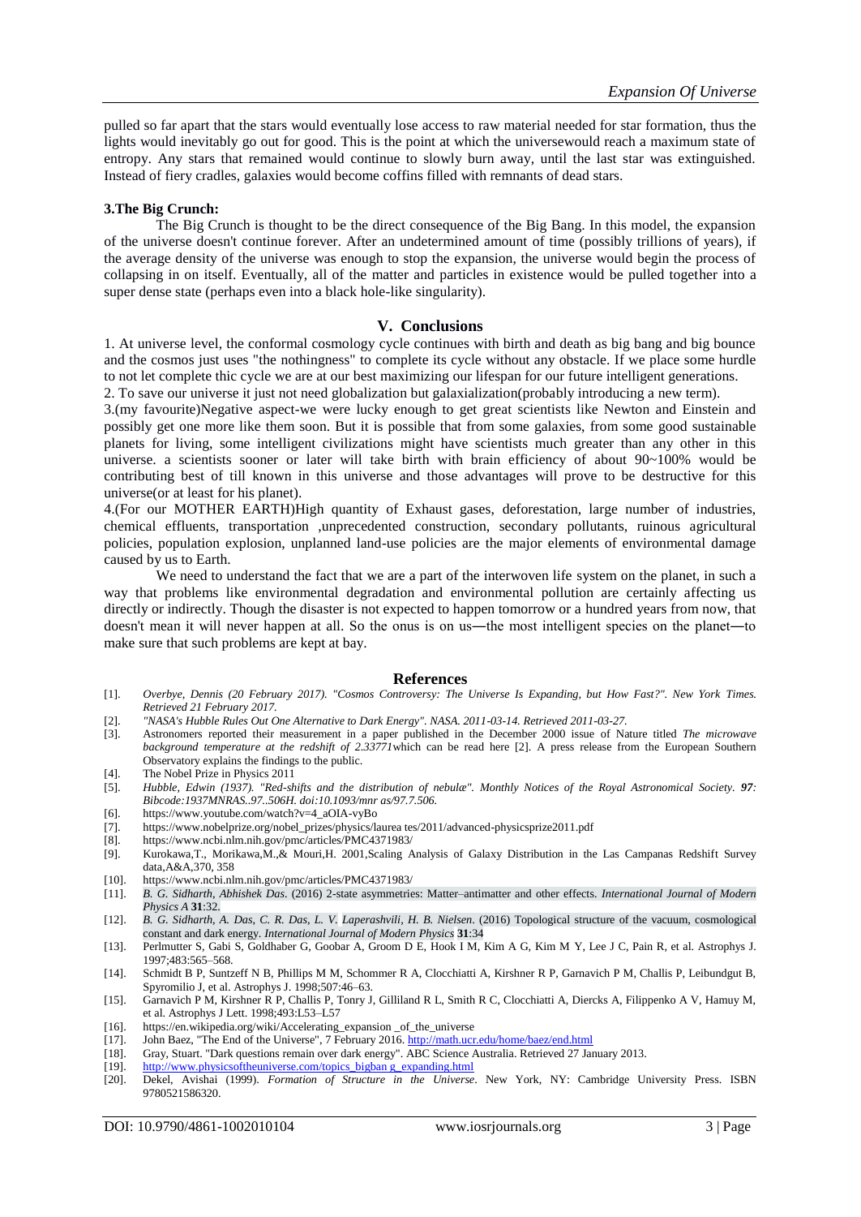pulled so far apart that the stars would eventually lose access to raw material needed for star formation, thus the lights would inevitably go out for good. This is the point at which the universewould reach a maximum state of entropy. Any stars that remained would continue to slowly burn away, until the last star was extinguished. Instead of fiery cradles, galaxies would become coffins filled with remnants of dead stars.

**3.The Big Crunch:**

The Big Crunch is thought to be the direct consequence of the Big Bang. In this model, the expansion of the universe doesn't continue forever. After an undetermined amount of time (possibly trillions of years), if the average density of the universe was enough to stop the expansion, the universe would begin the process of collapsing in on itself. Eventually, all of the matter and particles in existence would be pulled together into a super dense state (perhaps even into a black hole-like singularity).

## V. Conclusions

1. At universe level, the conformal cosmology cycle continues with birth and death as big bang and big bounce and the cosmos just uses "the nothingness" to complete its cycle without any obstacle. If we place some hurdle to not let complete thic cycle we are at our best maximizing our lifespan for our future intelligent generations.
2. To save our universe it just not need globalization but galaxialization(probably introducing a new term).
3.(my favourite)Negative aspect-we were lucky enough to get great scientists like Newton and Einstein and possibly get one more like them soon. But it is possible that from some galaxies, from some good sustainable planets for living, some intelligent civilizations might have scientists much greater than any other in this universe. a scientists sooner or later will take birth with brain efficiency of about 90~100% would be contributing best of till known in this universe and those advantages will prove to be destructive for this universe(or at least for his planet).
4.(For our MOTHER EARTH)High quantity of Exhaust gases, deforestation, large number of industries, chemical effluents, transportation ,unprecedented construction, secondary pollutants, ruinous agricultural policies, population explosion, unplanned land-use policies are the major elements of environmental damage caused by us to Earth.

We need to understand the fact that we are a part of the interwoven life system on the planet, in such a way that problems like environmental degradation and environmental pollution are certainly affecting us directly or indirectly. Though the disaster is not expected to happen tomorrow or a hundred years from now, that doesn't mean it will never happen at all. So the onus is on us—the most intelligent species on the planet—to make sure that such problems are kept at bay.

## References

[1]. *Overbye, Dennis (20 February 2017). "Cosmos Controversy: The Universe Is Expanding, but How Fast?". New York Times. Retrieved 21 February 2017.*

[2]. *"NASA's Hubble Rules Out One Alternative to Dark Energy". NASA. 2011-03-14. Retrieved 2011-03-27.*

[3]. Astronomers reported their measurement in a paper published in the December 2000 issue of Nature titled *The microwave background temperature at the redshift of 2.33771*which can be read here [2]. A press release from the European Southern Observatory explains the findings to the public.

[4]. The Nobel Prize in Physics 2011

[5]. *Hubble, Edwin (1937). "Red-shifts and the distribution of nebulæ". Monthly Notices of the Royal Astronomical Society.* ***97****: Bibcode:1937MNRAS..97..506H. doi:10.1093/mnr as/97.7.506.*

[6]. https://www.youtube.com/watch?v=4_aOIA-vyBo

[7]. https://www.nobelprize.org/nobel_prizes/physics/laurea tes/2011/advanced-physicsprize2011.pdf

[8]. https://www.ncbi.nlm.nih.gov/pmc/articles/PMC4371983/

[9]. Kurokawa,T., Morikawa,M.,& Mouri,H. 2001,Scaling Analysis of Galaxy Distribution in the Las Campanas Redshift Survey data,A&A,370, 358

[10]. https://www.ncbi.nlm.nih.gov/pmc/articles/PMC4371983/

[11]. *B. G. Sidharth, Abhishek Das*. (2016) 2-state asymmetries: Matter–antimatter and other effects. *International Journal of Modern Physics A* **31**:32.

[12]. *B. G. Sidharth, A. Das, C. R. Das, L. V. Laperashvili, H. B. Nielsen*. (2016) Topological structure of the vacuum, cosmological constant and dark energy. *International Journal of Modern Physics* **31**:34

[13]. Perlmutter S, Gabi S, Goldhaber G, Goobar A, Groom D E, Hook I M, Kim A G, Kim M Y, Lee J C, Pain R, et al. Astrophys J. 1997;483:565–568.

[14]. Schmidt B P, Suntzeff N B, Phillips M M, Schommer R A, Clocchiatti A, Kirshner R P, Garnavich P M, Challis P, Leibundgut B, Spyromilio J, et al. Astrophys J. 1998;507:46–63.

[15]. Garnavich P M, Kirshner R P, Challis P, Tonry J, Gilliland R L, Smith R C, Clocchiatti A, Diercks A, Filippenko A V, Hamuy M, et al. Astrophys J Lett. 1998;493:L53–L57

[16]. https://en.wikipedia.org/wiki/Accelerating_expansion _of_the_universe

[17]. John Baez, "The End of the Universe", 7 February 2016. http://math.ucr.edu/home/baez/end.html

[18]. Gray, Stuart. "Dark questions remain over dark energy". ABC Science Australia. Retrieved 27 January 2013.

[19]. http://www.physicsoftheuniverse.com/topics_bigban g_expanding.html

[20]. Dekel, Avishai (1999). *Formation of Structure in the Universe*. New York, NY: Cambridge University Press. ISBN 9780521586320.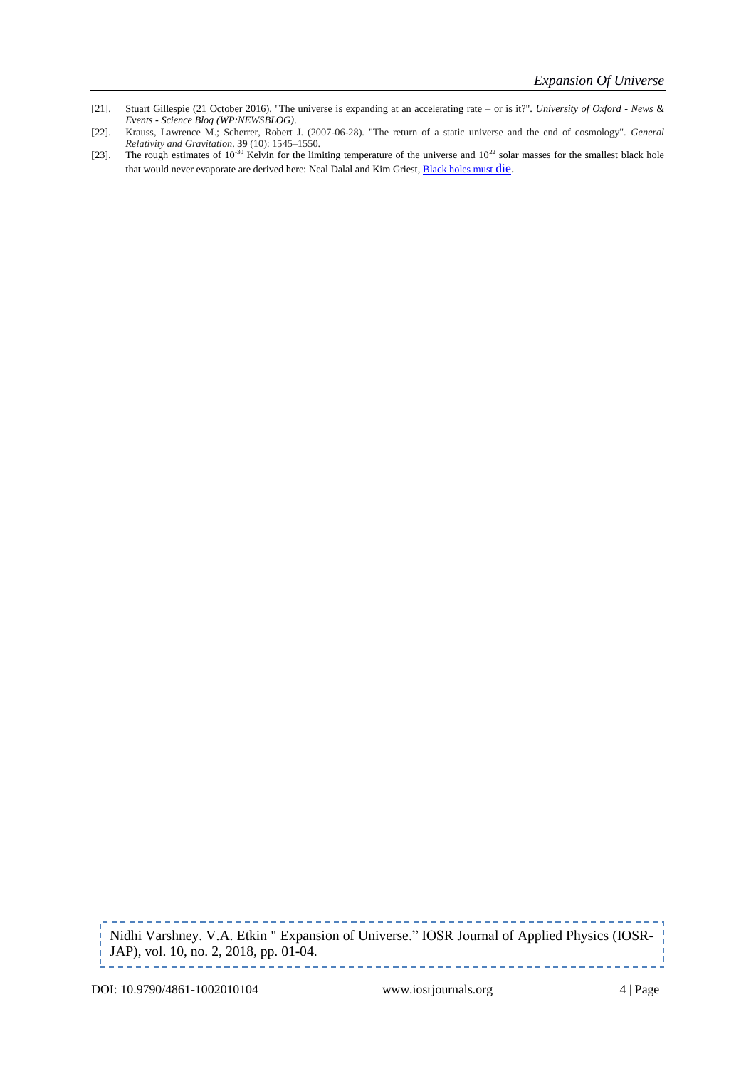[21]. Stuart Gillespie (21 October 2016). "The universe is expanding at an accelerating rate – or is it?". *University of Oxford - News & Events - Science Blog (WP:NEWSBLOG)*.

[22]. Krauss, Lawrence M.; Scherrer, Robert J. (2007-06-28). "The return of a static universe and the end of cosmology". *General Relativity and Gravitation*. **39** (10): 1545–1550.

[23]. The rough estimates of $10^{-30}$ Kelvin for the limiting temperature of the universe and $10^{22}$ solar masses for the smallest black hole that would never evaporate are derived here: Neal Dalal and Kim Griest, Black holes must die.

Nidhi Varshney. V.A. Etkin " Expansion of Universe." IOSR Journal of Applied Physics (IOSR-JAP), vol. 10, no. 2, 2018, pp. 01-04.

DOI: 10.9790/4861-1002010104